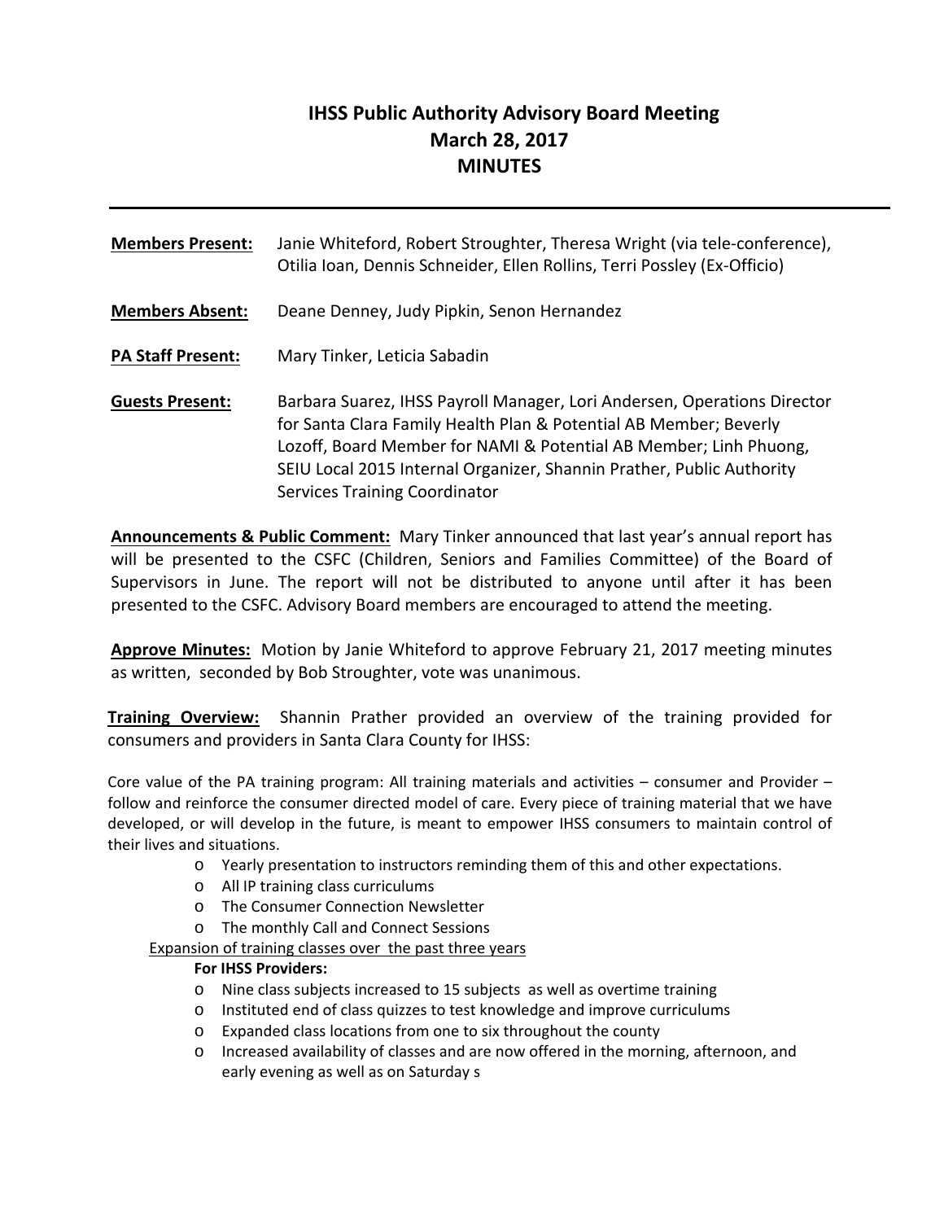# IHSS Public Authority Advisory Board Meeting
## March 28, 2017
## MINUTES

---

**Members Present:** Janie Whiteford, Robert Stroughter, Theresa Wright (via tele-conference), Otilia Ioan, Dennis Schneider, Ellen Rollins, Terri Possley (Ex-Officio)

**Members Absent:** Deane Denney, Judy Pipkin, Senon Hernandez

**PA Staff Present:** Mary Tinker, Leticia Sabadin

**Guests Present:** Barbara Suarez, IHSS Payroll Manager, Lori Andersen, Operations Director for Santa Clara Family Health Plan & Potential AB Member; Beverly Lozoff, Board Member for NAMI & Potential AB Member; Linh Phuong, SEIU Local 2015 Internal Organizer, Shannin Prather, Public Authority Services Training Coordinator

**Announcements & Public Comment:** Mary Tinker announced that last year's annual report has will be presented to the CSFC (Children, Seniors and Families Committee) of the Board of Supervisors in June. The report will not be distributed to anyone until after it has been presented to the CSFC. Advisory Board members are encouraged to attend the meeting.

**Approve Minutes:** Motion by Janie Whiteford to approve February 21, 2017 meeting minutes as written, seconded by Bob Stroughter, vote was unanimous.

**Training Overview:** Shannin Prather provided an overview of the training provided for consumers and providers in Santa Clara County for IHSS:

Core value of the PA training program: All training materials and activities – consumer and Provider – follow and reinforce the consumer directed model of care. Every piece of training material that we have developed, or will develop in the future, is meant to empower IHSS consumers to maintain control of their lives and situations.

- Yearly presentation to instructors reminding them of this and other expectations.
- All IP training class curriculums
- The Consumer Connection Newsletter
- The monthly Call and Connect Sessions

Expansion of training classes over the past three years

**For IHSS Providers:**

- Nine class subjects increased to 15 subjects as well as overtime training
- Instituted end of class quizzes to test knowledge and improve curriculums
- Expanded class locations from one to six throughout the county
- Increased availability of classes and are now offered in the morning, afternoon, and early evening as well as on Saturday s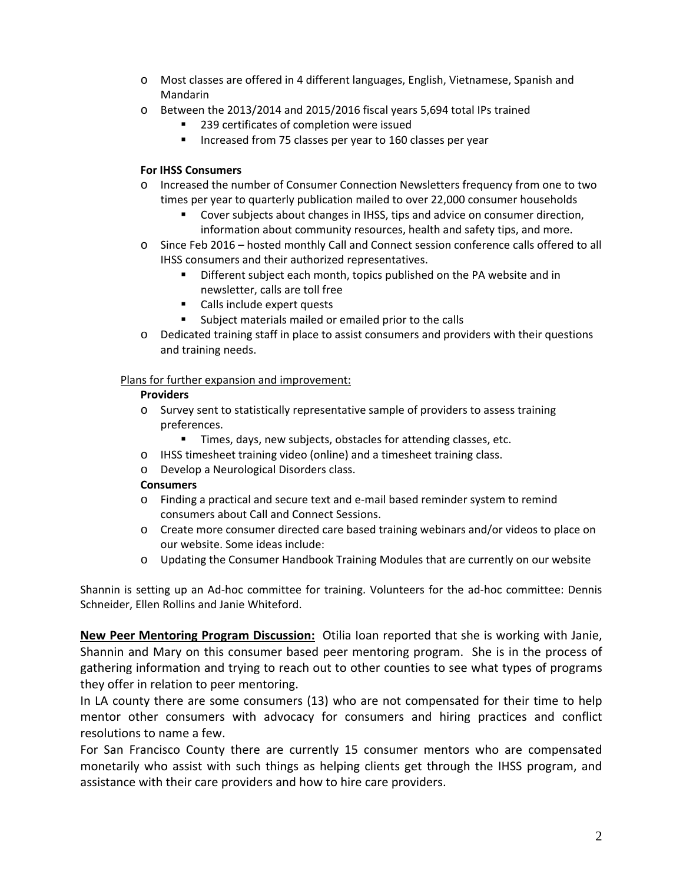- Most classes are offered in 4 different languages, English, Vietnamese, Spanish and Mandarin
- Between the 2013/2014 and 2015/2016 fiscal years 5,694 total IPs trained
  - 239 certificates of completion were issued
  - Increased from 75 classes per year to 160 classes per year

**For IHSS Consumers**

- Increased the number of Consumer Connection Newsletters frequency from one to two times per year to quarterly publication mailed to over 22,000 consumer households
  - Cover subjects about changes in IHSS, tips and advice on consumer direction, information about community resources, health and safety tips, and more.
- Since Feb 2016 – hosted monthly Call and Connect session conference calls offered to all IHSS consumers and their authorized representatives.
  - Different subject each month, topics published on the PA website and in newsletter, calls are toll free
  - Calls include expert quests
  - Subject materials mailed or emailed prior to the calls
- Dedicated training staff in place to assist consumers and providers with their questions and training needs.

<u>Plans for further expansion and improvement:</u>

**Providers**

- Survey sent to statistically representative sample of providers to assess training preferences.
  - Times, days, new subjects, obstacles for attending classes, etc.
- IHSS timesheet training video (online) and a timesheet training class.
- Develop a Neurological Disorders class.

**Consumers**

- Finding a practical and secure text and e-mail based reminder system to remind consumers about Call and Connect Sessions.
- Create more consumer directed care based training webinars and/or videos to place on our website. Some ideas include:
- Updating the Consumer Handbook Training Modules that are currently on our website

Shannin is setting up an Ad-hoc committee for training. Volunteers for the ad-hoc committee: Dennis Schneider, Ellen Rollins and Janie Whiteford.

**<u>New Peer Mentoring Program Discussion:</u>** Otilia Ioan reported that she is working with Janie, Shannin and Mary on this consumer based peer mentoring program. She is in the process of gathering information and trying to reach out to other counties to see what types of programs they offer in relation to peer mentoring.

In LA county there are some consumers (13) who are not compensated for their time to help mentor other consumers with advocacy for consumers and hiring practices and conflict resolutions to name a few.

For San Francisco County there are currently 15 consumer mentors who are compensated monetarily who assist with such things as helping clients get through the IHSS program, and assistance with their care providers and how to hire care providers.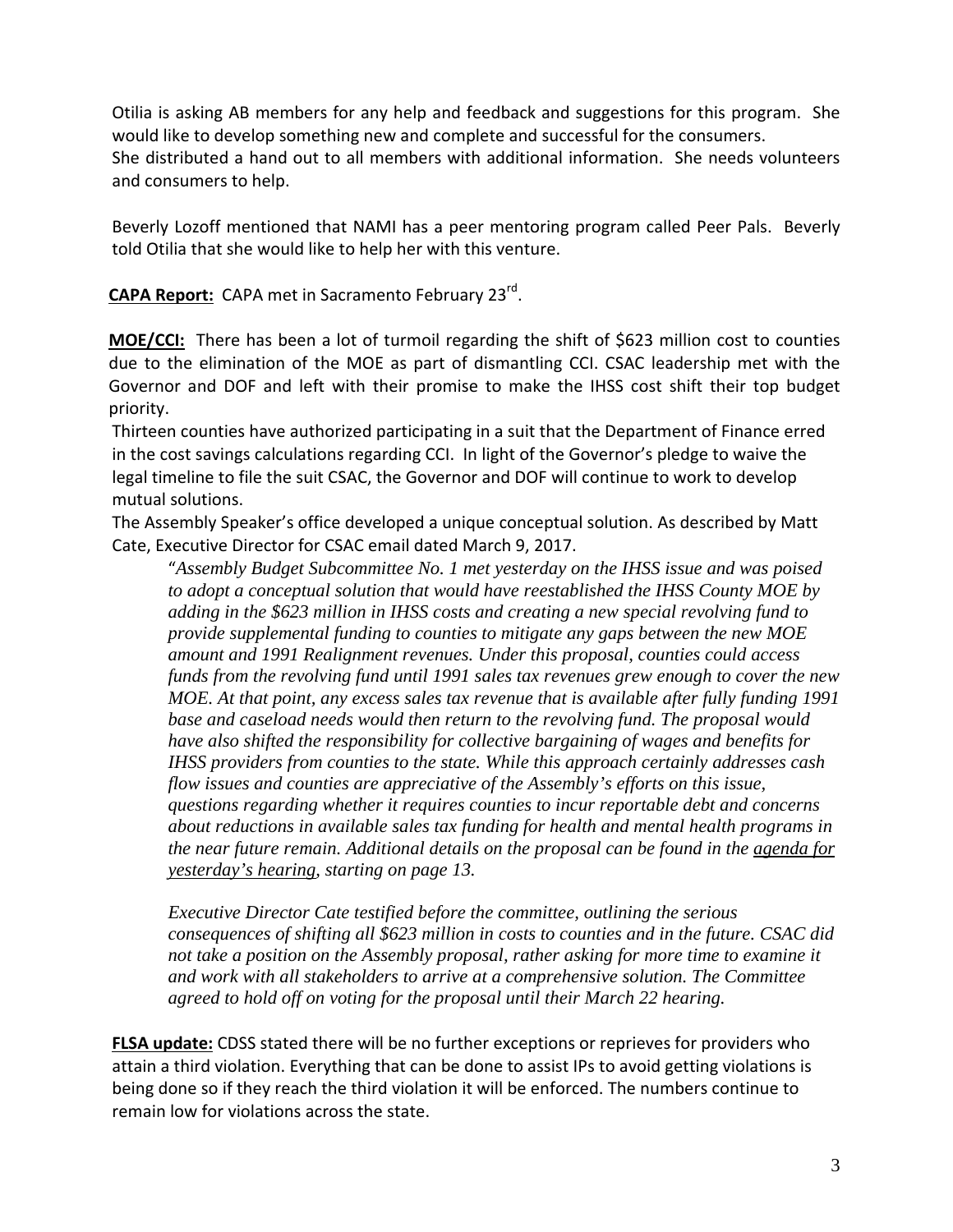Otilia is asking AB members for any help and feedback and suggestions for this program. She would like to develop something new and complete and successful for the consumers. She distributed a hand out to all members with additional information. She needs volunteers and consumers to help.

Beverly Lozoff mentioned that NAMI has a peer mentoring program called Peer Pals. Beverly told Otilia that she would like to help her with this venture.

**CAPA Report:** CAPA met in Sacramento February 23rd.

**MOE/CCI:** There has been a lot of turmoil regarding the shift of $623 million cost to counties due to the elimination of the MOE as part of dismantling CCI. CSAC leadership met with the Governor and DOF and left with their promise to make the IHSS cost shift their top budget priority.

Thirteen counties have authorized participating in a suit that the Department of Finance erred in the cost savings calculations regarding CCI. In light of the Governor's pledge to waive the legal timeline to file the suit CSAC, the Governor and DOF will continue to work to develop mutual solutions.

The Assembly Speaker's office developed a unique conceptual solution. As described by Matt Cate, Executive Director for CSAC email dated March 9, 2017.

> "*Assembly Budget Subcommittee No. 1 met yesterday on the IHSS issue and was poised to adopt a conceptual solution that would have reestablished the IHSS County MOE by adding in the $623 million in IHSS costs and creating a new special revolving fund to provide supplemental funding to counties to mitigate any gaps between the new MOE amount and 1991 Realignment revenues. Under this proposal, counties could access funds from the revolving fund until 1991 sales tax revenues grew enough to cover the new MOE. At that point, any excess sales tax revenue that is available after fully funding 1991 base and caseload needs would then return to the revolving fund. The proposal would have also shifted the responsibility for collective bargaining of wages and benefits for IHSS providers from counties to the state. While this approach certainly addresses cash flow issues and counties are appreciative of the Assembly's efforts on this issue, questions regarding whether it requires counties to incur reportable debt and concerns about reductions in available sales tax funding for health and mental health programs in the near future remain. Additional details on the proposal can be found in the agenda for yesterday's hearing, starting on page 13.*
>
> *Executive Director Cate testified before the committee, outlining the serious consequences of shifting all $623 million in costs to counties and in the future. CSAC did not take a position on the Assembly proposal, rather asking for more time to examine it and work with all stakeholders to arrive at a comprehensive solution. The Committee agreed to hold off on voting for the proposal until their March 22 hearing.*

**FLSA update:** CDSS stated there will be no further exceptions or reprieves for providers who attain a third violation. Everything that can be done to assist IPs to avoid getting violations is being done so if they reach the third violation it will be enforced. The numbers continue to remain low for violations across the state.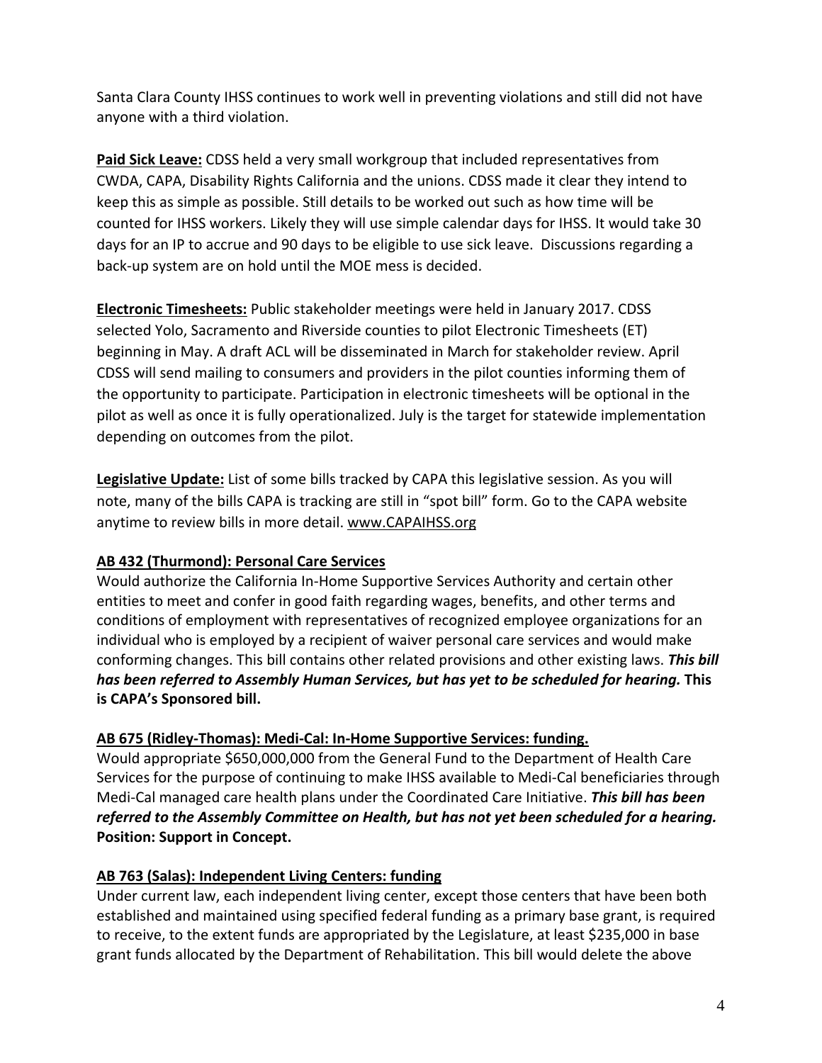Santa Clara County IHSS continues to work well in preventing violations and still did not have anyone with a third violation.

**Paid Sick Leave:** CDSS held a very small workgroup that included representatives from CWDA, CAPA, Disability Rights California and the unions. CDSS made it clear they intend to keep this as simple as possible. Still details to be worked out such as how time will be counted for IHSS workers. Likely they will use simple calendar days for IHSS. It would take 30 days for an IP to accrue and 90 days to be eligible to use sick leave. Discussions regarding a back-up system are on hold until the MOE mess is decided.

**Electronic Timesheets:** Public stakeholder meetings were held in January 2017. CDSS selected Yolo, Sacramento and Riverside counties to pilot Electronic Timesheets (ET) beginning in May. A draft ACL will be disseminated in March for stakeholder review. April CDSS will send mailing to consumers and providers in the pilot counties informing them of the opportunity to participate. Participation in electronic timesheets will be optional in the pilot as well as once it is fully operationalized. July is the target for statewide implementation depending on outcomes from the pilot.

**Legislative Update:** List of some bills tracked by CAPA this legislative session. As you will note, many of the bills CAPA is tracking are still in "spot bill" form. Go to the CAPA website anytime to review bills in more detail. www.CAPAIHSS.org

**AB 432 (Thurmond): Personal Care Services**

Would authorize the California In-Home Supportive Services Authority and certain other entities to meet and confer in good faith regarding wages, benefits, and other terms and conditions of employment with representatives of recognized employee organizations for an individual who is employed by a recipient of waiver personal care services and would make conforming changes. This bill contains other related provisions and other existing laws. ***This bill has been referred to Assembly Human Services, but has yet to be scheduled for hearing.*** **This is CAPA's Sponsored bill.**

**AB 675 (Ridley-Thomas): Medi-Cal: In-Home Supportive Services: funding.**

Would appropriate $650,000,000 from the General Fund to the Department of Health Care Services for the purpose of continuing to make IHSS available to Medi-Cal beneficiaries through Medi-Cal managed care health plans under the Coordinated Care Initiative. ***This bill has been referred to the Assembly Committee on Health, but has not yet been scheduled for a hearing.*** **Position: Support in Concept.**

**AB 763 (Salas): Independent Living Centers: funding**

Under current law, each independent living center, except those centers that have been both established and maintained using specified federal funding as a primary base grant, is required to receive, to the extent funds are appropriated by the Legislature, at least $235,000 in base grant funds allocated by the Department of Rehabilitation. This bill would delete the above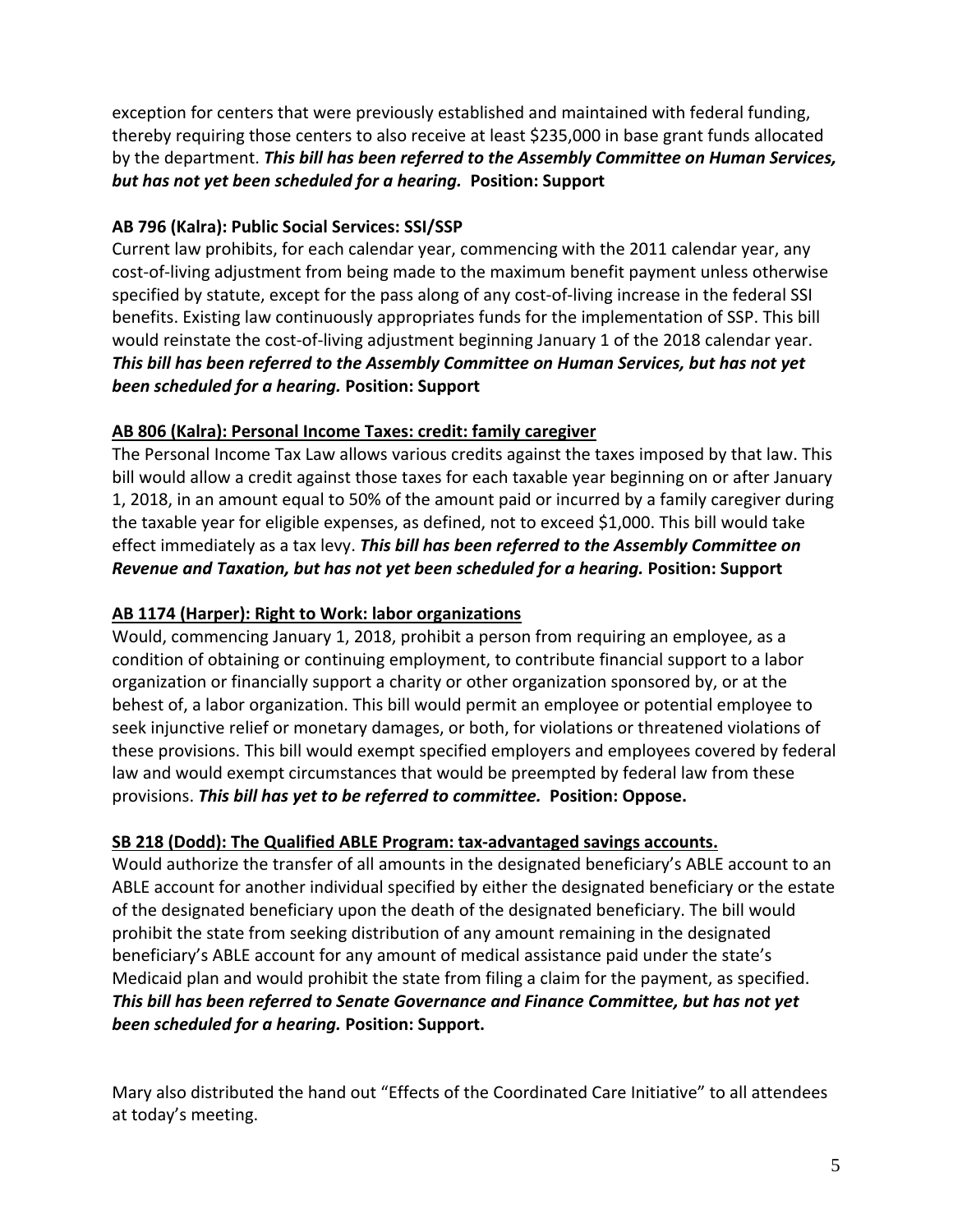exception for centers that were previously established and maintained with federal funding, thereby requiring those centers to also receive at least $235,000 in base grant funds allocated by the department. ***This bill has been referred to the Assembly Committee on Human Services, but has not yet been scheduled for a hearing.*** **Position: Support**

**AB 796 (Kalra): Public Social Services: SSI/SSP**

Current law prohibits, for each calendar year, commencing with the 2011 calendar year, any cost-of-living adjustment from being made to the maximum benefit payment unless otherwise specified by statute, except for the pass along of any cost-of-living increase in the federal SSI benefits. Existing law continuously appropriates funds for the implementation of SSP. This bill would reinstate the cost-of-living adjustment beginning January 1 of the 2018 calendar year. ***This bill has been referred to the Assembly Committee on Human Services, but has not yet been scheduled for a hearing.*** **Position: Support**

**<u>AB 806 (Kalra): Personal Income Taxes: credit: family caregiver</u>**

The Personal Income Tax Law allows various credits against the taxes imposed by that law. This bill would allow a credit against those taxes for each taxable year beginning on or after January 1, 2018, in an amount equal to 50% of the amount paid or incurred by a family caregiver during the taxable year for eligible expenses, as defined, not to exceed $1,000. This bill would take effect immediately as a tax levy. ***This bill has been referred to the Assembly Committee on Revenue and Taxation, but has not yet been scheduled for a hearing.*** **Position: Support**

**<u>AB 1174 (Harper): Right to Work: labor organizations</u>**

Would, commencing January 1, 2018, prohibit a person from requiring an employee, as a condition of obtaining or continuing employment, to contribute financial support to a labor organization or financially support a charity or other organization sponsored by, or at the behest of, a labor organization. This bill would permit an employee or potential employee to seek injunctive relief or monetary damages, or both, for violations or threatened violations of these provisions. This bill would exempt specified employers and employees covered by federal law and would exempt circumstances that would be preempted by federal law from these provisions. ***This bill has yet to be referred to committee.*** **Position: Oppose.**

**<u>SB 218 (Dodd): The Qualified ABLE Program: tax-advantaged savings accounts.</u>**

Would authorize the transfer of all amounts in the designated beneficiary's ABLE account to an ABLE account for another individual specified by either the designated beneficiary or the estate of the designated beneficiary upon the death of the designated beneficiary. The bill would prohibit the state from seeking distribution of any amount remaining in the designated beneficiary's ABLE account for any amount of medical assistance paid under the state's Medicaid plan and would prohibit the state from filing a claim for the payment, as specified. ***This bill has been referred to Senate Governance and Finance Committee, but has not yet been scheduled for a hearing.*** **Position: Support.**

Mary also distributed the hand out "Effects of the Coordinated Care Initiative" to all attendees at today's meeting.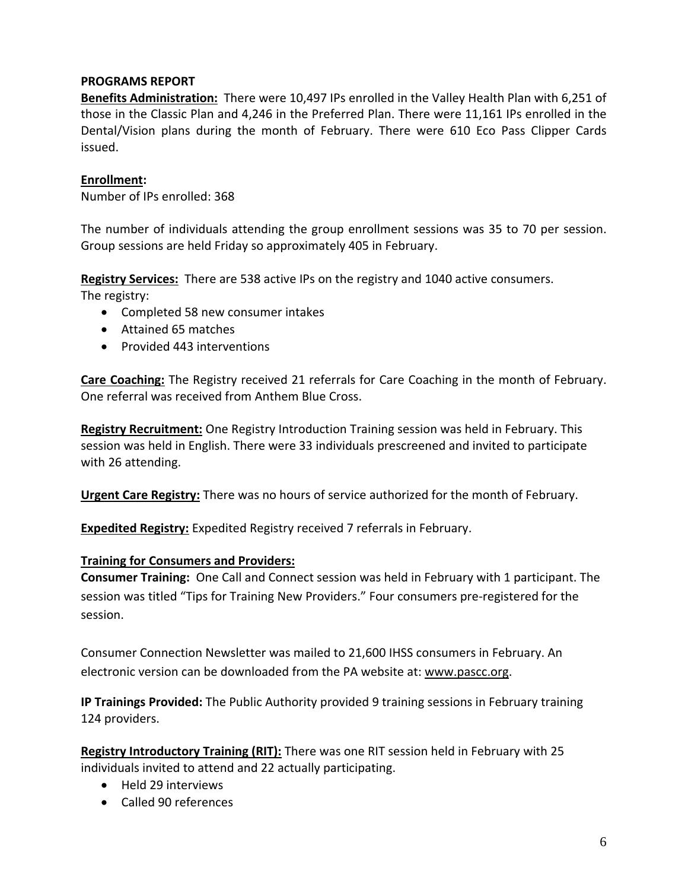**PROGRAMS REPORT**

**Benefits Administration:** There were 10,497 IPs enrolled in the Valley Health Plan with 6,251 of those in the Classic Plan and 4,246 in the Preferred Plan. There were 11,161 IPs enrolled in the Dental/Vision plans during the month of February. There were 610 Eco Pass Clipper Cards issued.

**Enrollment:**
Number of IPs enrolled: 368

The number of individuals attending the group enrollment sessions was 35 to 70 per session. Group sessions are held Friday so approximately 405 in February.

**Registry Services:** There are 538 active IPs on the registry and 1040 active consumers.
The registry:

- Completed 58 new consumer intakes
- Attained 65 matches
- Provided 443 interventions

**Care Coaching:** The Registry received 21 referrals for Care Coaching in the month of February. One referral was received from Anthem Blue Cross.

**Registry Recruitment:** One Registry Introduction Training session was held in February. This session was held in English. There were 33 individuals prescreened and invited to participate with 26 attending.

**Urgent Care Registry:** There was no hours of service authorized for the month of February.

**Expedited Registry:** Expedited Registry received 7 referrals in February.

**Training for Consumers and Providers:**

**Consumer Training:** One Call and Connect session was held in February with 1 participant. The session was titled "Tips for Training New Providers." Four consumers pre-registered for the session.

Consumer Connection Newsletter was mailed to 21,600 IHSS consumers in February. An electronic version can be downloaded from the PA website at: www.pascc.org.

**IP Trainings Provided:** The Public Authority provided 9 training sessions in February training 124 providers.

**Registry Introductory Training (RIT):** There was one RIT session held in February with 25 individuals invited to attend and 22 actually participating.

- Held 29 interviews
- Called 90 references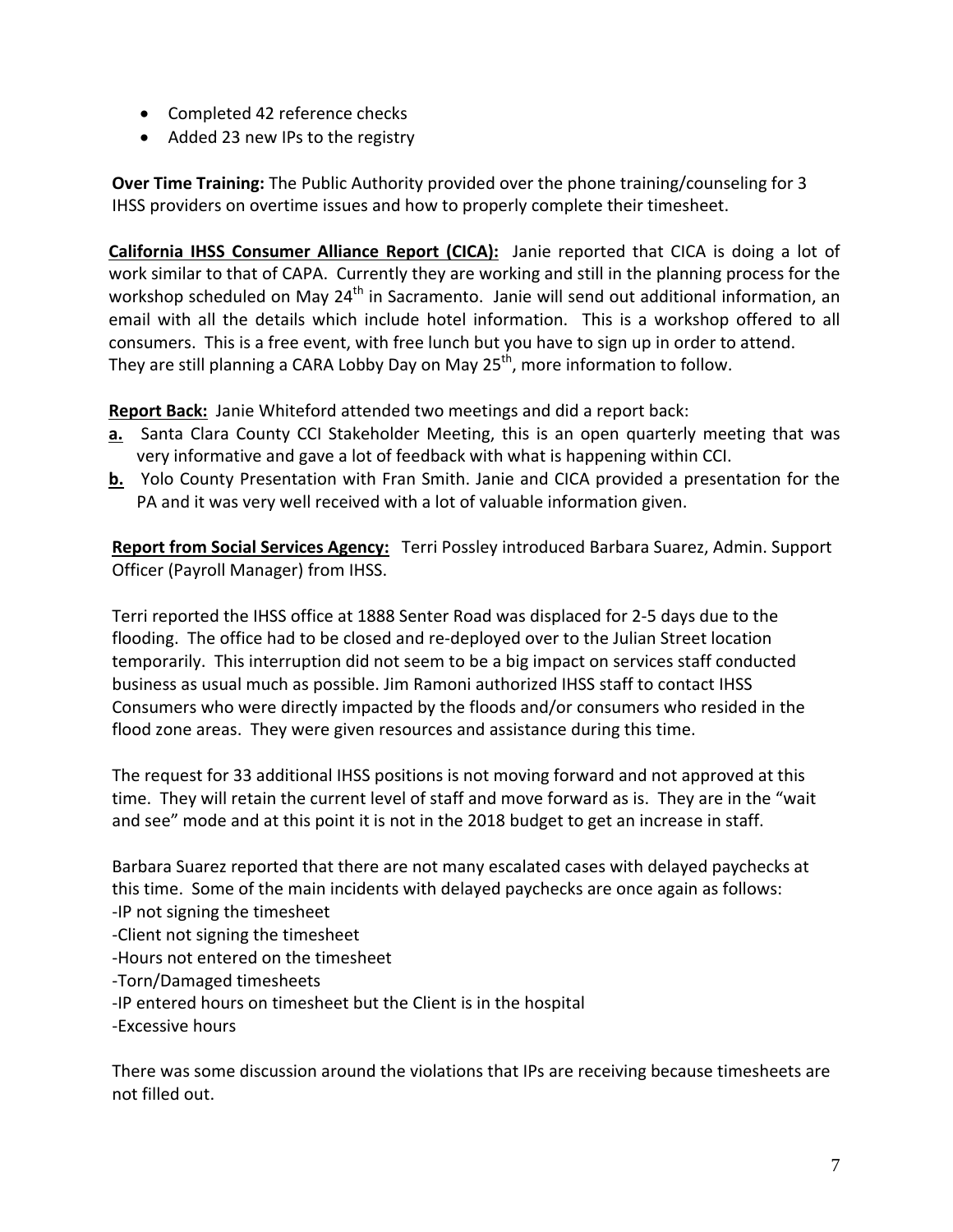- Completed 42 reference checks
- Added 23 new IPs to the registry

**Over Time Training:** The Public Authority provided over the phone training/counseling for 3 IHSS providers on overtime issues and how to properly complete their timesheet.

**<u>California IHSS Consumer Alliance Report (CICA):</u>** Janie reported that CICA is doing a lot of work similar to that of CAPA. Currently they are working and still in the planning process for the workshop scheduled on May 24th in Sacramento. Janie will send out additional information, an email with all the details which include hotel information. This is a workshop offered to all consumers. This is a free event, with free lunch but you have to sign up in order to attend. They are still planning a CARA Lobby Day on May 25th, more information to follow.

**<u>Report Back:</u>** Janie Whiteford attended two meetings and did a report back:

**<u>a.</u>** Santa Clara County CCI Stakeholder Meeting, this is an open quarterly meeting that was very informative and gave a lot of feedback with what is happening within CCI.

**<u>b.</u>** Yolo County Presentation with Fran Smith. Janie and CICA provided a presentation for the PA and it was very well received with a lot of valuable information given.

**<u>Report from Social Services Agency:</u>** Terri Possley introduced Barbara Suarez, Admin. Support Officer (Payroll Manager) from IHSS.

Terri reported the IHSS office at 1888 Senter Road was displaced for 2-5 days due to the flooding. The office had to be closed and re-deployed over to the Julian Street location temporarily. This interruption did not seem to be a big impact on services staff conducted business as usual much as possible. Jim Ramoni authorized IHSS staff to contact IHSS Consumers who were directly impacted by the floods and/or consumers who resided in the flood zone areas. They were given resources and assistance during this time.

The request for 33 additional IHSS positions is not moving forward and not approved at this time. They will retain the current level of staff and move forward as is. They are in the "wait and see" mode and at this point it is not in the 2018 budget to get an increase in staff.

Barbara Suarez reported that there are not many escalated cases with delayed paychecks at this time. Some of the main incidents with delayed paychecks are once again as follows:
-IP not signing the timesheet
-Client not signing the timesheet
-Hours not entered on the timesheet
-Torn/Damaged timesheets
-IP entered hours on timesheet but the Client is in the hospital
-Excessive hours

There was some discussion around the violations that IPs are receiving because timesheets are not filled out.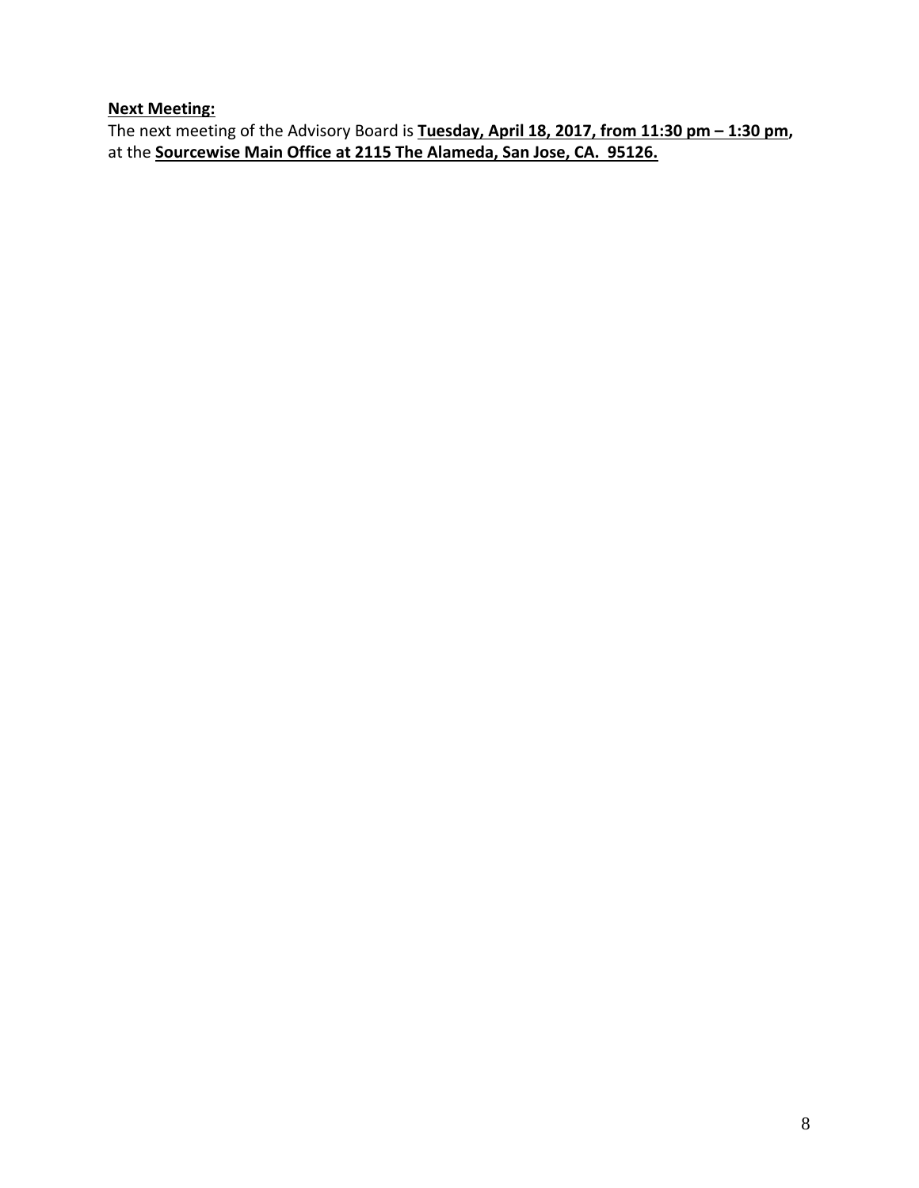**Next Meeting:**

The next meeting of the Advisory Board is **Tuesday, April 18, 2017, from 11:30 pm – 1:30 pm,** at the **Sourcewise Main Office at 2115 The Alameda, San Jose, CA. 95126.**